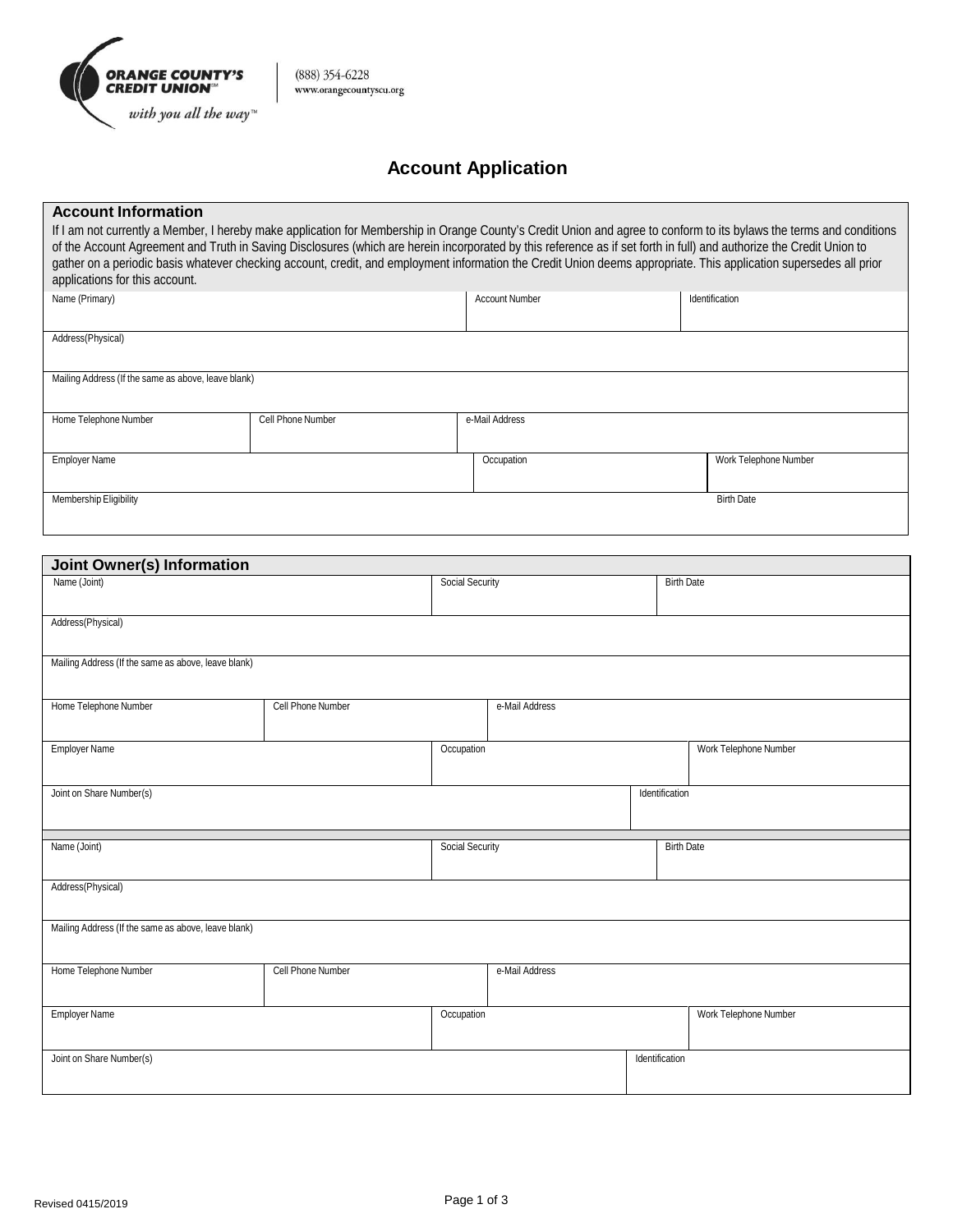ORANGE COUNTY'S CREDIT UNION℠

*with you all the way*™

(888) 354-6228
www.orangecountyscu.org

# Account Application

## Account Information

If I am not currently a Member, I hereby make application for Membership in Orange County's Credit Union and agree to conform to its bylaws the terms and conditions of the Account Agreement and Truth in Saving Disclosures (which are herein incorporated by this reference as if set forth in full) and authorize the Credit Union to gather on a periodic basis whatever checking account, credit, and employment information the Credit Union deems appropriate. This application supersedes all prior applications for this account.

| | | |
|---|---|---|
| Name (Primary) | Account Number | Identification |
| Address(Physical) | | |
| Mailing Address (If the same as above, leave blank) | | |
| Home Telephone Number | Cell Phone Number | e-Mail Address |
| Employer Name | Occupation | Work Telephone Number |
| Membership Eligibility | | Birth Date |

## Joint Owner(s) Information

| | | |
|---|---|---|
| Name (Joint) | Social Security | Birth Date |
| Address(Physical) | | |
| Mailing Address (If the same as above, leave blank) | | |
| Home Telephone Number | Cell Phone Number | e-Mail Address |
| Employer Name | Occupation | Work Telephone Number |
| Joint on Share Number(s) | | Identification |

| | | |
|---|---|---|
| Name (Joint) | Social Security | Birth Date |
| Address(Physical) | | |
| Mailing Address (If the same as above, leave blank) | | |
| Home Telephone Number | Cell Phone Number | e-Mail Address |
| Employer Name | Occupation | Work Telephone Number |
| Joint on Share Number(s) | | Identification |

Revised 0415/2019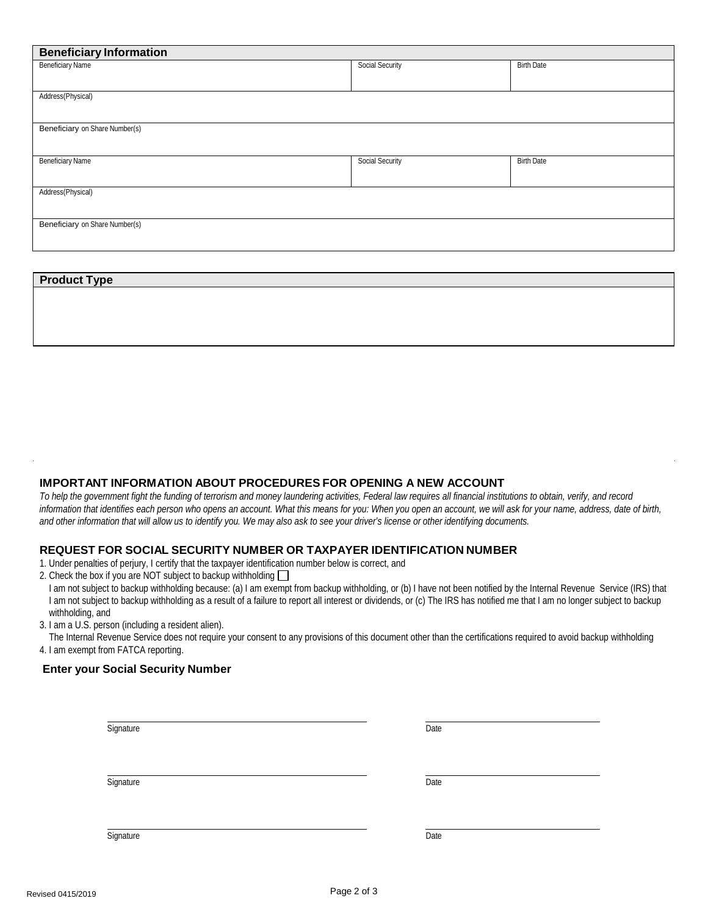## Beneficiary Information

| | | |
|---|---|---|
| Beneficiary Name | Social Security | Birth Date |
| Address(Physical) | | |
| Beneficiary on Share Number(s) | | |
| Beneficiary Name | Social Security | Birth Date |
| Address(Physical) | | |
| Beneficiary on Share Number(s) | | |

## Product Type

### IMPORTANT INFORMATION ABOUT PROCEDURES FOR OPENING A NEW ACCOUNT

*To help the government fight the funding of terrorism and money laundering activities, Federal law requires all financial institutions to obtain, verify, and record information that identifies each person who opens an account. What this means for you: When you open an account, we will ask for your name, address, date of birth, and other information that will allow us to identify you. We may also ask to see your driver's license or other identifying documents.*

### REQUEST FOR SOCIAL SECURITY NUMBER OR TAXPAYER IDENTIFICATION NUMBER

1. Under penalties of perjury, I certify that the taxpayer identification number below is correct, and
2. Check the box if you are NOT subject to backup withholding ☐
   I am not subject to backup withholding because: (a) I am exempt from backup withholding, or (b) I have not been notified by the Internal Revenue Service (IRS) that I am not subject to backup withholding as a result of a failure to report all interest or dividends, or (c) The IRS has notified me that I am no longer subject to backup withholding, and
3. I am a U.S. person (including a resident alien).
   The Internal Revenue Service does not require your consent to any provisions of this document other than the certifications required to avoid backup withholding
4. I am exempt from FATCA reporting.

**Enter your Social Security Number**

Signature ______________________ Date ______________

Signature ______________________ Date ______________

Signature ______________________ Date ______________

Revised 0415/2019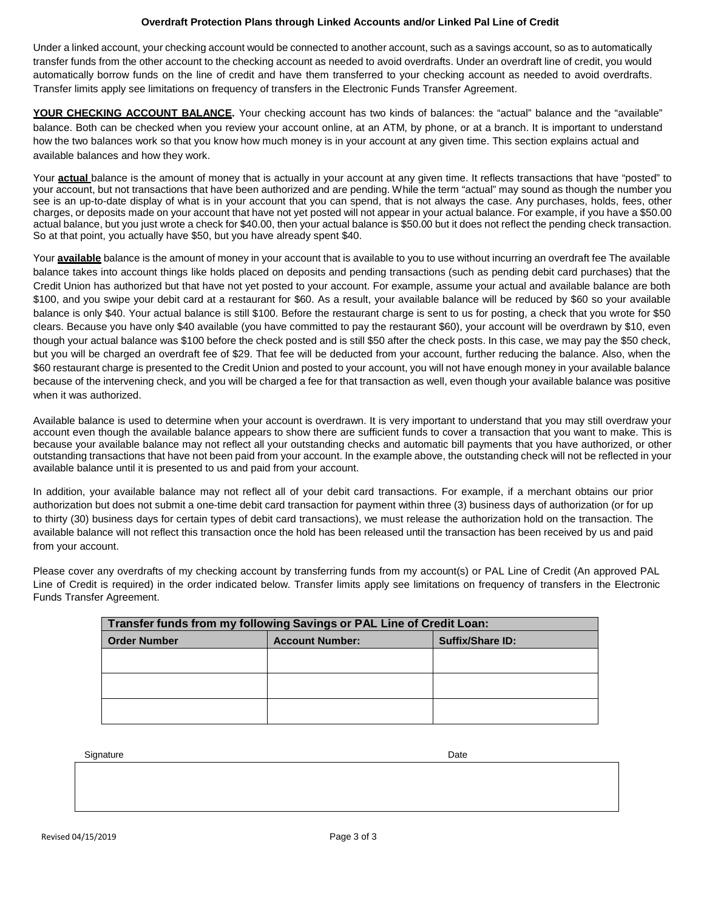## Overdraft Protection Plans through Linked Accounts and/or Linked Pal Line of Credit

Under a linked account, your checking account would be connected to another account, such as a savings account, so as to automatically transfer funds from the other account to the checking account as needed to avoid overdrafts. Under an overdraft line of credit, you would automatically borrow funds on the line of credit and have them transferred to your checking account as needed to avoid overdrafts. Transfer limits apply see limitations on frequency of transfers in the Electronic Funds Transfer Agreement.

**YOUR CHECKING ACCOUNT BALANCE.** Your checking account has two kinds of balances: the "actual" balance and the "available" balance. Both can be checked when you review your account online, at an ATM, by phone, or at a branch. It is important to understand how the two balances work so that you know how much money is in your account at any given time. This section explains actual and available balances and how they work.

Your **actual** balance is the amount of money that is actually in your account at any given time. It reflects transactions that have "posted" to your account, but not transactions that have been authorized and are pending. While the term "actual" may sound as though the number you see is an up-to-date display of what is in your account that you can spend, that is not always the case. Any purchases, holds, fees, other charges, or deposits made on your account that have not yet posted will not appear in your actual balance. For example, if you have a $50.00 actual balance, but you just wrote a check for $40.00, then your actual balance is $50.00 but it does not reflect the pending check transaction. So at that point, you actually have $50, but you have already spent $40.

Your **available** balance is the amount of money in your account that is available to you to use without incurring an overdraft fee The available balance takes into account things like holds placed on deposits and pending transactions (such as pending debit card purchases) that the Credit Union has authorized but that have not yet posted to your account. For example, assume your actual and available balance are both $100, and you swipe your debit card at a restaurant for $60. As a result, your available balance will be reduced by $60 so your available balance is only $40. Your actual balance is still $100. Before the restaurant charge is sent to us for posting, a check that you wrote for $50 clears. Because you have only $40 available (you have committed to pay the restaurant $60), your account will be overdrawn by $10, even though your actual balance was $100 before the check posted and is still $50 after the check posts. In this case, we may pay the $50 check, but you will be charged an overdraft fee of $29. That fee will be deducted from your account, further reducing the balance. Also, when the $60 restaurant charge is presented to the Credit Union and posted to your account, you will not have enough money in your available balance because of the intervening check, and you will be charged a fee for that transaction as well, even though your available balance was positive when it was authorized.

Available balance is used to determine when your account is overdrawn. It is very important to understand that you may still overdraw your account even though the available balance appears to show there are sufficient funds to cover a transaction that you want to make. This is because your available balance may not reflect all your outstanding checks and automatic bill payments that you have authorized, or other outstanding transactions that have not been paid from your account. In the example above, the outstanding check will not be reflected in your available balance until it is presented to us and paid from your account.

In addition, your available balance may not reflect all of your debit card transactions. For example, if a merchant obtains our prior authorization but does not submit a one-time debit card transaction for payment within three (3) business days of authorization (or for up to thirty (30) business days for certain types of debit card transactions), we must release the authorization hold on the transaction. The available balance will not reflect this transaction once the hold has been released until the transaction has been received by us and paid from your account.

Please cover any overdrafts of my checking account by transferring funds from my account(s) or PAL Line of Credit (An approved PAL Line of Credit is required) in the order indicated below. Transfer limits apply see limitations on frequency of transfers in the Electronic Funds Transfer Agreement.

| Transfer funds from my following Savings or PAL Line of Credit Loan: | | |
|---|---|---|
| **Order Number** | **Account Number:** | **Suffix/Share ID:** |
| | | |
| | | |
| | | |

Signature Date

Revised 04/15/2019